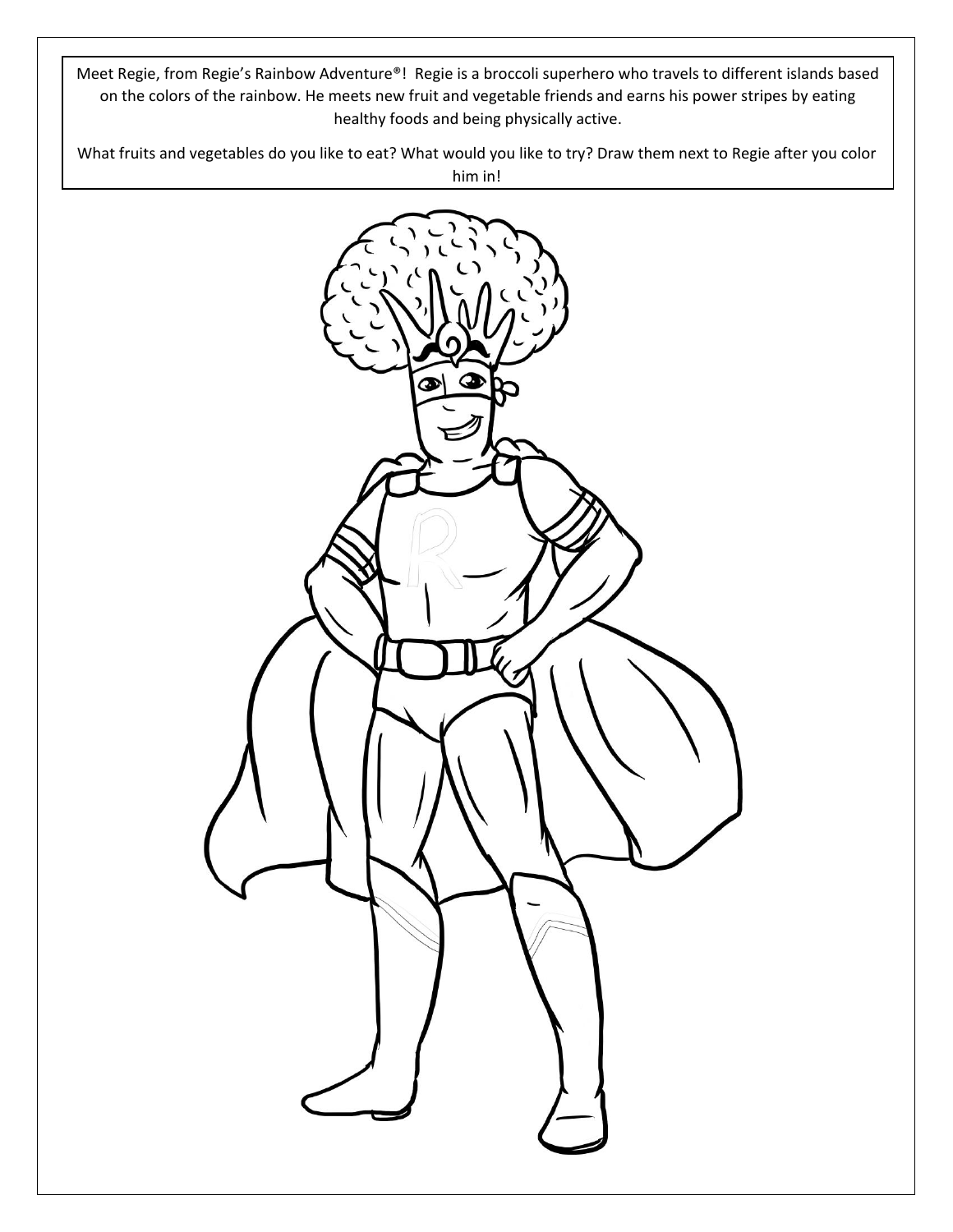Meet Regie, from Regie's Rainbow Adventure®! Regie is a broccoli superhero who travels to different islands based on the colors of the rainbow. He meets new fruit and vegetable friends and earns his power stripes by eating healthy foods and being physically active.

What fruits and vegetables do you like to eat? What would you like to try? Draw them next to Regie after you color him in!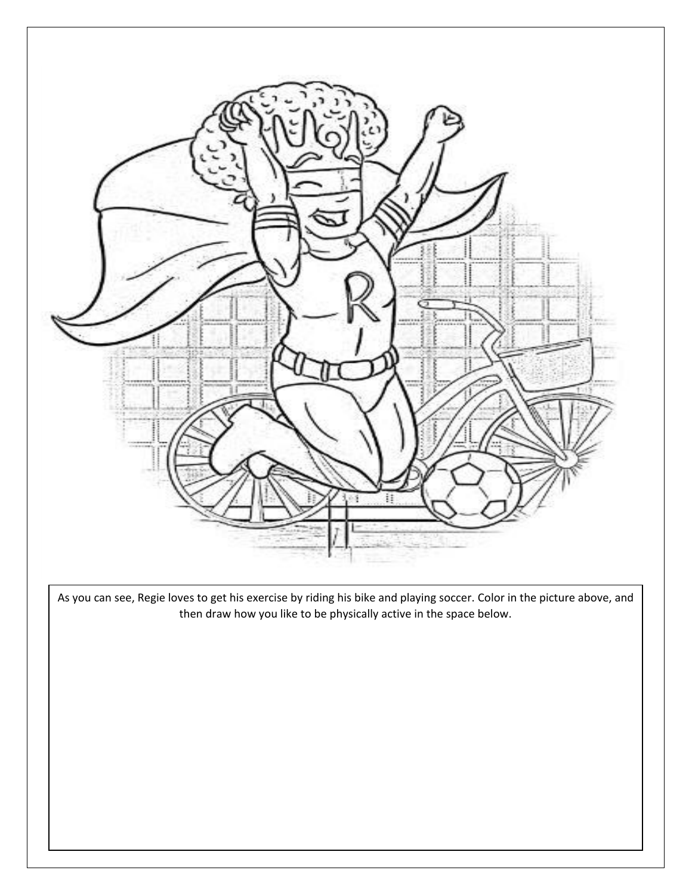As you can see, Regie loves to get his exercise by riding his bike and playing soccer. Color in the picture above, and then draw how you like to be physically active in the space below.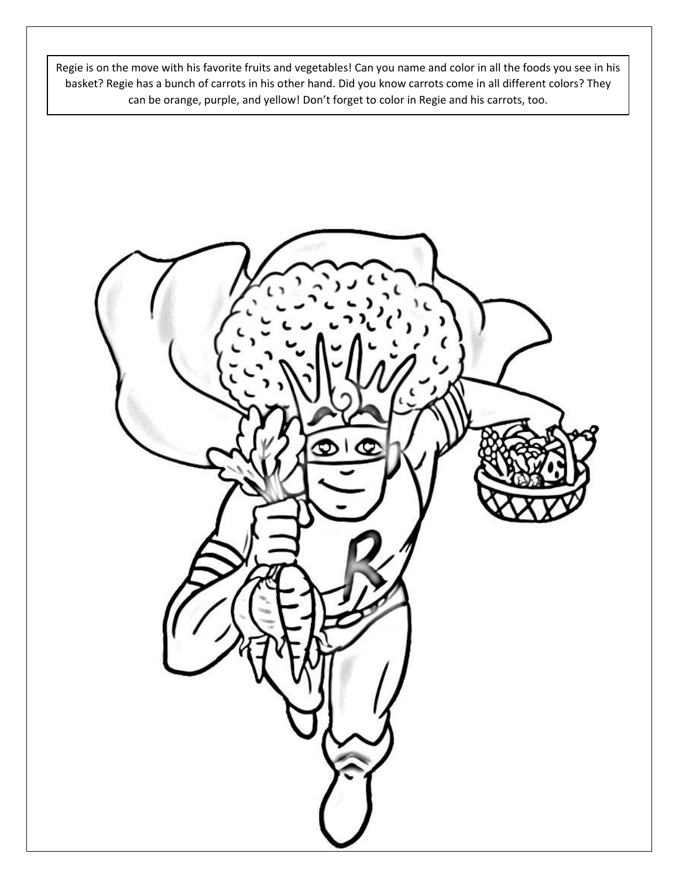Regie is on the move with his favorite fruits and vegetables! Can you name and color in all the foods you see in his basket? Regie has a bunch of carrots in his other hand. Did you know carrots come in all different colors? They can be orange, purple, and yellow! Don't forget to color in Regie and his carrots, too.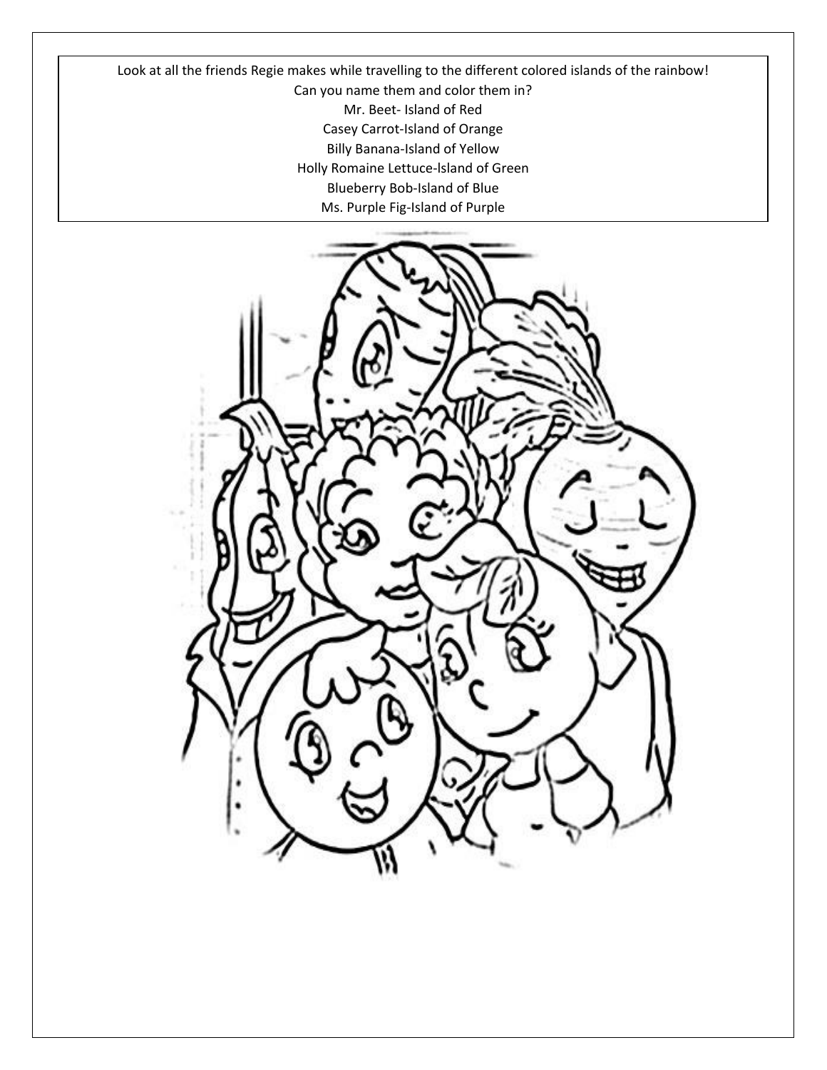Look at all the friends Regie makes while travelling to the different colored islands of the rainbow!

Can you name them and color them in?

Mr. Beet- Island of Red

Casey Carrot-Island of Orange

Billy Banana-Island of Yellow

Holly Romaine Lettuce-lsland of Green

Blueberry Bob-Island of Blue

Ms. Purple Fig-Island of Purple